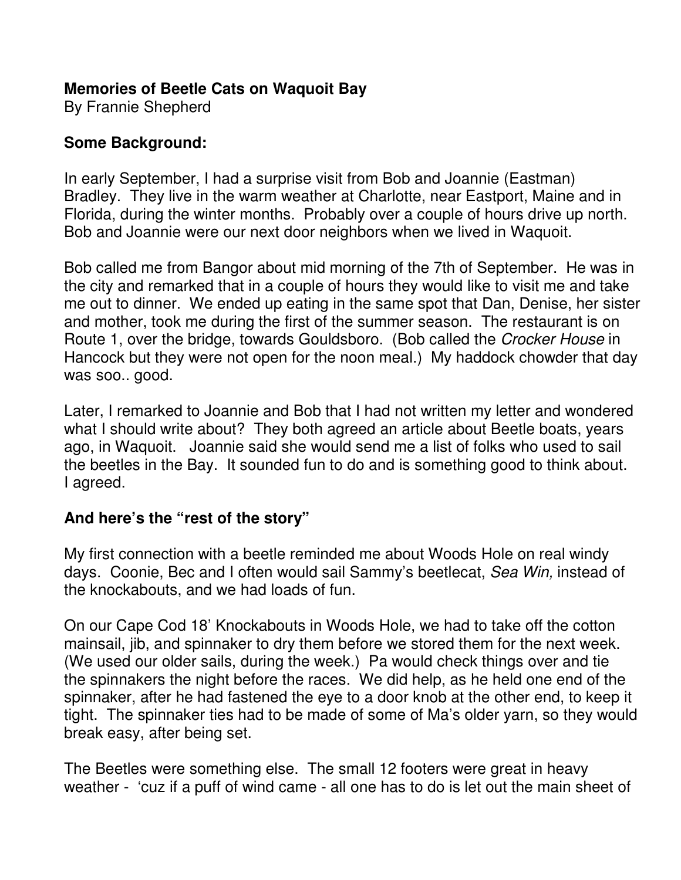**Memories of Beetle Cats on Waquoit Bay**
By Frannie Shepherd

## Some Background:

In early September, I had a surprise visit from Bob and Joannie (Eastman) Bradley. They live in the warm weather at Charlotte, near Eastport, Maine and in Florida, during the winter months. Probably over a couple of hours drive up north. Bob and Joannie were our next door neighbors when we lived in Waquoit.

Bob called me from Bangor about mid morning of the 7th of September. He was in the city and remarked that in a couple of hours they would like to visit me and take me out to dinner. We ended up eating in the same spot that Dan, Denise, her sister and mother, took me during the first of the summer season. The restaurant is on Route 1, over the bridge, towards Gouldsboro. (Bob called the *Crocker House* in Hancock but they were not open for the noon meal.) My haddock chowder that day was soo.. good.

Later, I remarked to Joannie and Bob that I had not written my letter and wondered what I should write about? They both agreed an article about Beetle boats, years ago, in Waquoit. Joannie said she would send me a list of folks who used to sail the beetles in the Bay. It sounded fun to do and is something good to think about. I agreed.

## And here's the "rest of the story"

My first connection with a beetle reminded me about Woods Hole on real windy days. Coonie, Bec and I often would sail Sammy's beetlecat, *Sea Win,* instead of the knockabouts, and we had loads of fun.

On our Cape Cod 18' Knockabouts in Woods Hole, we had to take off the cotton mainsail, jib, and spinnaker to dry them before we stored them for the next week. (We used our older sails, during the week.) Pa would check things over and tie the spinnakers the night before the races. We did help, as he held one end of the spinnaker, after he had fastened the eye to a door knob at the other end, to keep it tight. The spinnaker ties had to be made of some of Ma's older yarn, so they would break easy, after being set.

The Beetles were something else. The small 12 footers were great in heavy weather - 'cuz if a puff of wind came - all one has to do is let out the main sheet of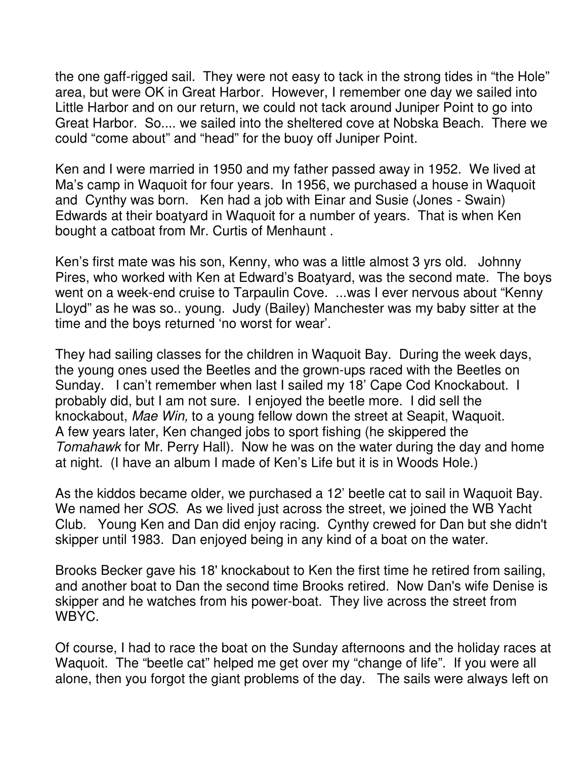the one gaff-rigged sail. They were not easy to tack in the strong tides in "the Hole" area, but were OK in Great Harbor. However, I remember one day we sailed into Little Harbor and on our return, we could not tack around Juniper Point to go into Great Harbor. So.... we sailed into the sheltered cove at Nobska Beach. There we could "come about" and "head" for the buoy off Juniper Point.

Ken and I were married in 1950 and my father passed away in 1952. We lived at Ma's camp in Waquoit for four years. In 1956, we purchased a house in Waquoit and Cynthy was born. Ken had a job with Einar and Susie (Jones - Swain) Edwards at their boatyard in Waquoit for a number of years. That is when Ken bought a catboat from Mr. Curtis of Menhaunt .

Ken's first mate was his son, Kenny, who was a little almost 3 yrs old. Johnny Pires, who worked with Ken at Edward's Boatyard, was the second mate. The boys went on a week-end cruise to Tarpaulin Cove. ...was I ever nervous about "Kenny Lloyd" as he was so.. young. Judy (Bailey) Manchester was my baby sitter at the time and the boys returned 'no worst for wear'.

They had sailing classes for the children in Waquoit Bay. During the week days, the young ones used the Beetles and the grown-ups raced with the Beetles on Sunday. I can't remember when last I sailed my 18' Cape Cod Knockabout. I probably did, but I am not sure. I enjoyed the beetle more. I did sell the knockabout, *Mae Win,* to a young fellow down the street at Seapit, Waquoit. A few years later, Ken changed jobs to sport fishing (he skippered the *Tomahawk* for Mr. Perry Hall). Now he was on the water during the day and home at night. (I have an album I made of Ken's Life but it is in Woods Hole.)

As the kiddos became older, we purchased a 12' beetle cat to sail in Waquoit Bay. We named her *SOS*. As we lived just across the street, we joined the WB Yacht Club. Young Ken and Dan did enjoy racing. Cynthy crewed for Dan but she didn't skipper until 1983. Dan enjoyed being in any kind of a boat on the water.

Brooks Becker gave his 18' knockabout to Ken the first time he retired from sailing, and another boat to Dan the second time Brooks retired. Now Dan's wife Denise is skipper and he watches from his power-boat. They live across the street from WBYC.

Of course, I had to race the boat on the Sunday afternoons and the holiday races at Waquoit. The "beetle cat" helped me get over my "change of life". If you were all alone, then you forgot the giant problems of the day. The sails were always left on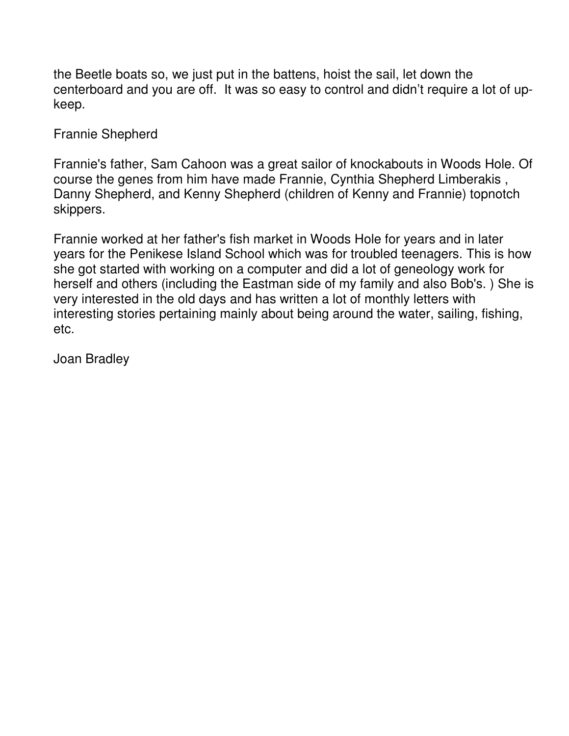the Beetle boats so, we just put in the battens, hoist the sail, let down the centerboard and you are off.  It was so easy to control and didn't require a lot of up-keep.

Frannie Shepherd

Frannie's father, Sam Cahoon was a great sailor of knockabouts in Woods Hole. Of course the genes from him have made Frannie, Cynthia Shepherd Limberakis , Danny Shepherd, and Kenny Shepherd (children of Kenny and Frannie) topnotch skippers.

Frannie worked at her father's fish market in Woods Hole for years and in later years for the Penikese Island School which was for troubled teenagers. This is how she got started with working on a computer and did a lot of geneology work for herself and others (including the Eastman side of my family and also Bob's. ) She is very interested in the old days and has written a lot of monthly letters with interesting stories pertaining mainly about being around the water, sailing, fishing, etc.

Joan Bradley